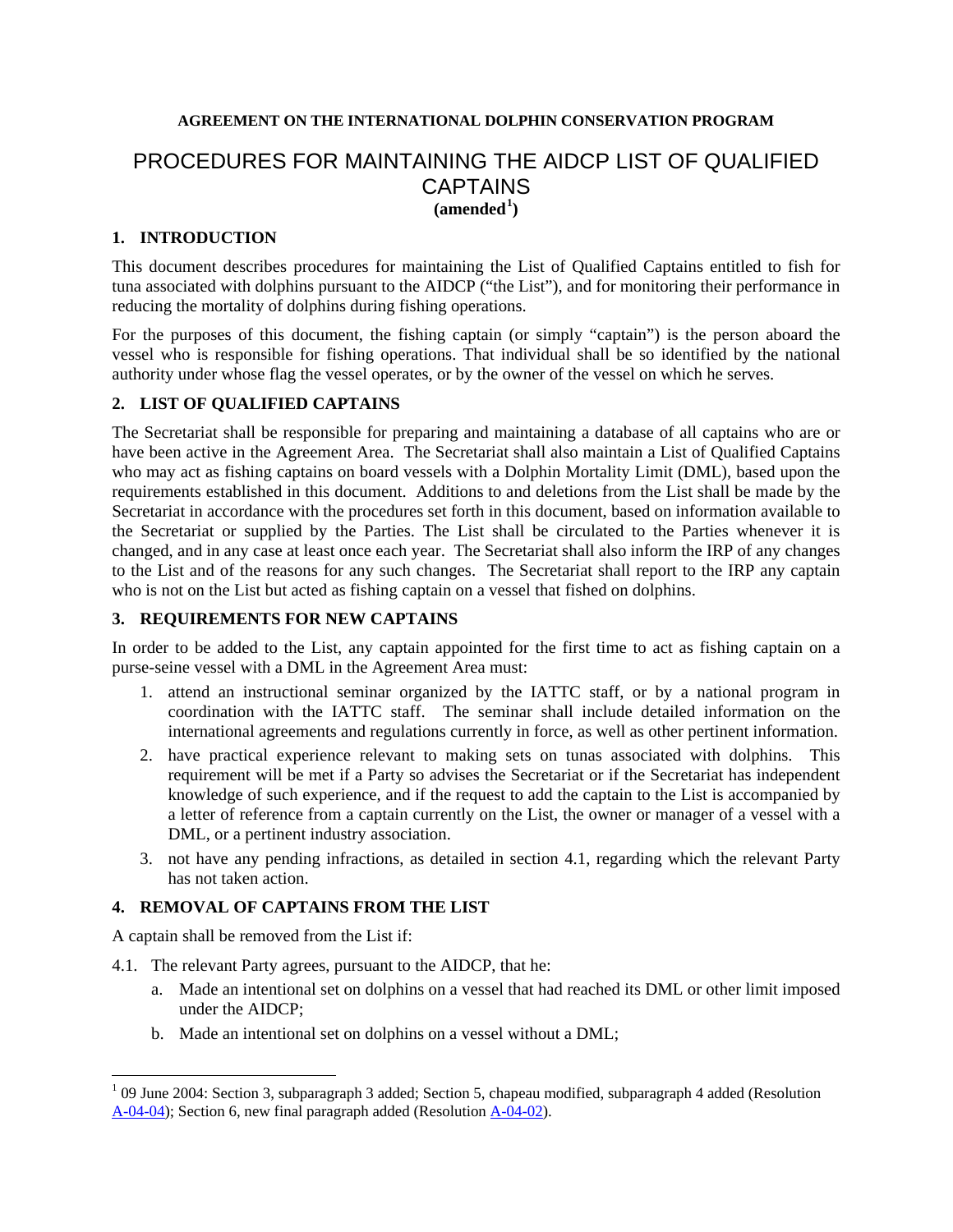**AGREEMENT ON THE INTERNATIONAL DOLPHIN CONSERVATION PROGRAM**

# PROCEDURES FOR MAINTAINING THE AIDCP LIST OF QUALIFIED CAPTAINS

**(amended[1])**

## 1. INTRODUCTION

This document describes procedures for maintaining the List of Qualified Captains entitled to fish for tuna associated with dolphins pursuant to the AIDCP ("the List"), and for monitoring their performance in reducing the mortality of dolphins during fishing operations.

For the purposes of this document, the fishing captain (or simply "captain") is the person aboard the vessel who is responsible for fishing operations. That individual shall be so identified by the national authority under whose flag the vessel operates, or by the owner of the vessel on which he serves.

## 2. LIST OF QUALIFIED CAPTAINS

The Secretariat shall be responsible for preparing and maintaining a database of all captains who are or have been active in the Agreement Area. The Secretariat shall also maintain a List of Qualified Captains who may act as fishing captains on board vessels with a Dolphin Mortality Limit (DML), based upon the requirements established in this document. Additions to and deletions from the List shall be made by the Secretariat in accordance with the procedures set forth in this document, based on information available to the Secretariat or supplied by the Parties. The List shall be circulated to the Parties whenever it is changed, and in any case at least once each year. The Secretariat shall also inform the IRP of any changes to the List and of the reasons for any such changes. The Secretariat shall report to the IRP any captain who is not on the List but acted as fishing captain on a vessel that fished on dolphins.

## 3. REQUIREMENTS FOR NEW CAPTAINS

In order to be added to the List, any captain appointed for the first time to act as fishing captain on a purse-seine vessel with a DML in the Agreement Area must:

1. attend an instructional seminar organized by the IATTC staff, or by a national program in coordination with the IATTC staff. The seminar shall include detailed information on the international agreements and regulations currently in force, as well as other pertinent information.
2. have practical experience relevant to making sets on tunas associated with dolphins. This requirement will be met if a Party so advises the Secretariat or if the Secretariat has independent knowledge of such experience, and if the request to add the captain to the List is accompanied by a letter of reference from a captain currently on the List, the owner or manager of a vessel with a DML, or a pertinent industry association.
3. not have any pending infractions, as detailed in section 4.1, regarding which the relevant Party has not taken action.

## 4. REMOVAL OF CAPTAINS FROM THE LIST

A captain shall be removed from the List if:

4.1. The relevant Party agrees, pursuant to the AIDCP, that he:

   a. Made an intentional set on dolphins on a vessel that had reached its DML or other limit imposed under the AIDCP;
   b. Made an intentional set on dolphins on a vessel without a DML;

[1] 09 June 2004: Section 3, subparagraph 3 added; Section 5, chapeau modified, subparagraph 4 added (Resolution A-04-04); Section 6, new final paragraph added (Resolution A-04-02).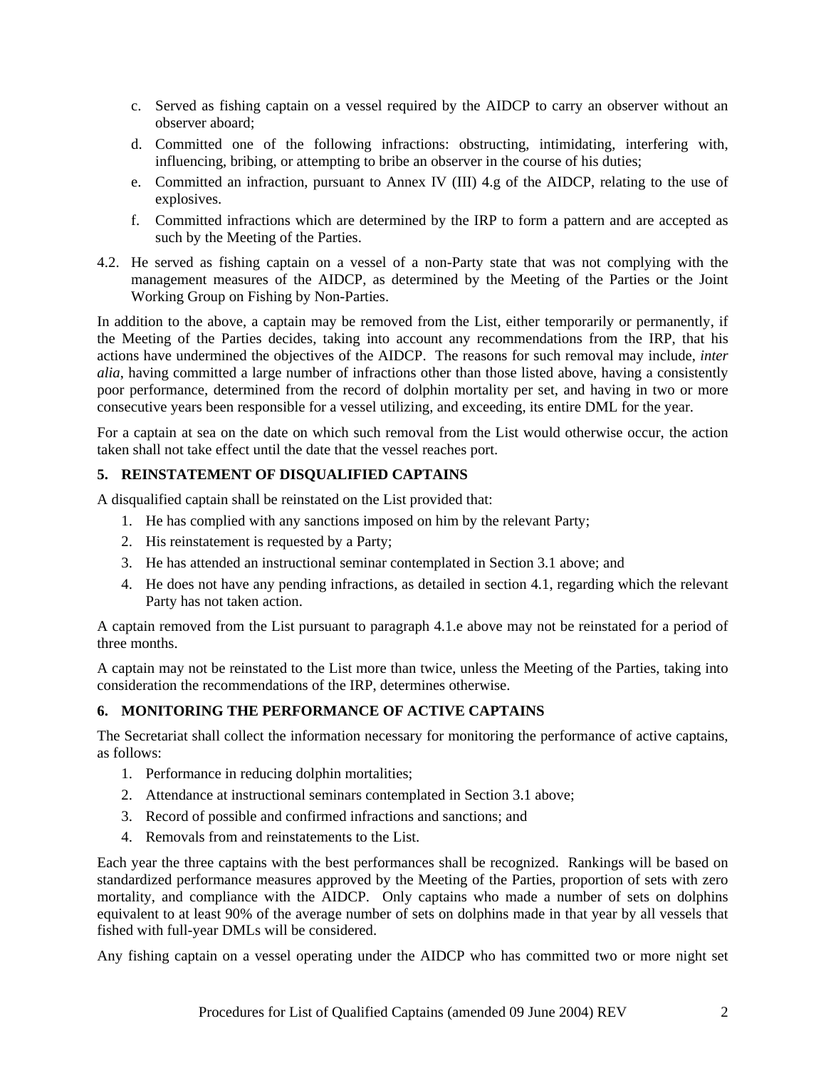c. Served as fishing captain on a vessel required by the AIDCP to carry an observer without an observer aboard;
d. Committed one of the following infractions: obstructing, intimidating, interfering with, influencing, bribing, or attempting to bribe an observer in the course of his duties;
e. Committed an infraction, pursuant to Annex IV (III) 4.g of the AIDCP, relating to the use of explosives.
f. Committed infractions which are determined by the IRP to form a pattern and are accepted as such by the Meeting of the Parties.

4.2. He served as fishing captain on a vessel of a non-Party state that was not complying with the management measures of the AIDCP, as determined by the Meeting of the Parties or the Joint Working Group on Fishing by Non-Parties.

In addition to the above, a captain may be removed from the List, either temporarily or permanently, if the Meeting of the Parties decides, taking into account any recommendations from the IRP, that his actions have undermined the objectives of the AIDCP. The reasons for such removal may include, *inter alia*, having committed a large number of infractions other than those listed above, having a consistently poor performance, determined from the record of dolphin mortality per set, and having in two or more consecutive years been responsible for a vessel utilizing, and exceeding, its entire DML for the year.

For a captain at sea on the date on which such removal from the List would otherwise occur, the action taken shall not take effect until the date that the vessel reaches port.

## 5. REINSTATEMENT OF DISQUALIFIED CAPTAINS

A disqualified captain shall be reinstated on the List provided that:

1. He has complied with any sanctions imposed on him by the relevant Party;
2. His reinstatement is requested by a Party;
3. He has attended an instructional seminar contemplated in Section 3.1 above; and
4. He does not have any pending infractions, as detailed in section 4.1, regarding which the relevant Party has not taken action.

A captain removed from the List pursuant to paragraph 4.1.e above may not be reinstated for a period of three months.

A captain may not be reinstated to the List more than twice, unless the Meeting of the Parties, taking into consideration the recommendations of the IRP, determines otherwise.

## 6. MONITORING THE PERFORMANCE OF ACTIVE CAPTAINS

The Secretariat shall collect the information necessary for monitoring the performance of active captains, as follows:

1. Performance in reducing dolphin mortalities;
2. Attendance at instructional seminars contemplated in Section 3.1 above;
3. Record of possible and confirmed infractions and sanctions; and
4. Removals from and reinstatements to the List.

Each year the three captains with the best performances shall be recognized. Rankings will be based on standardized performance measures approved by the Meeting of the Parties, proportion of sets with zero mortality, and compliance with the AIDCP. Only captains who made a number of sets on dolphins equivalent to at least 90% of the average number of sets on dolphins made in that year by all vessels that fished with full-year DMLs will be considered.

Any fishing captain on a vessel operating under the AIDCP who has committed two or more night set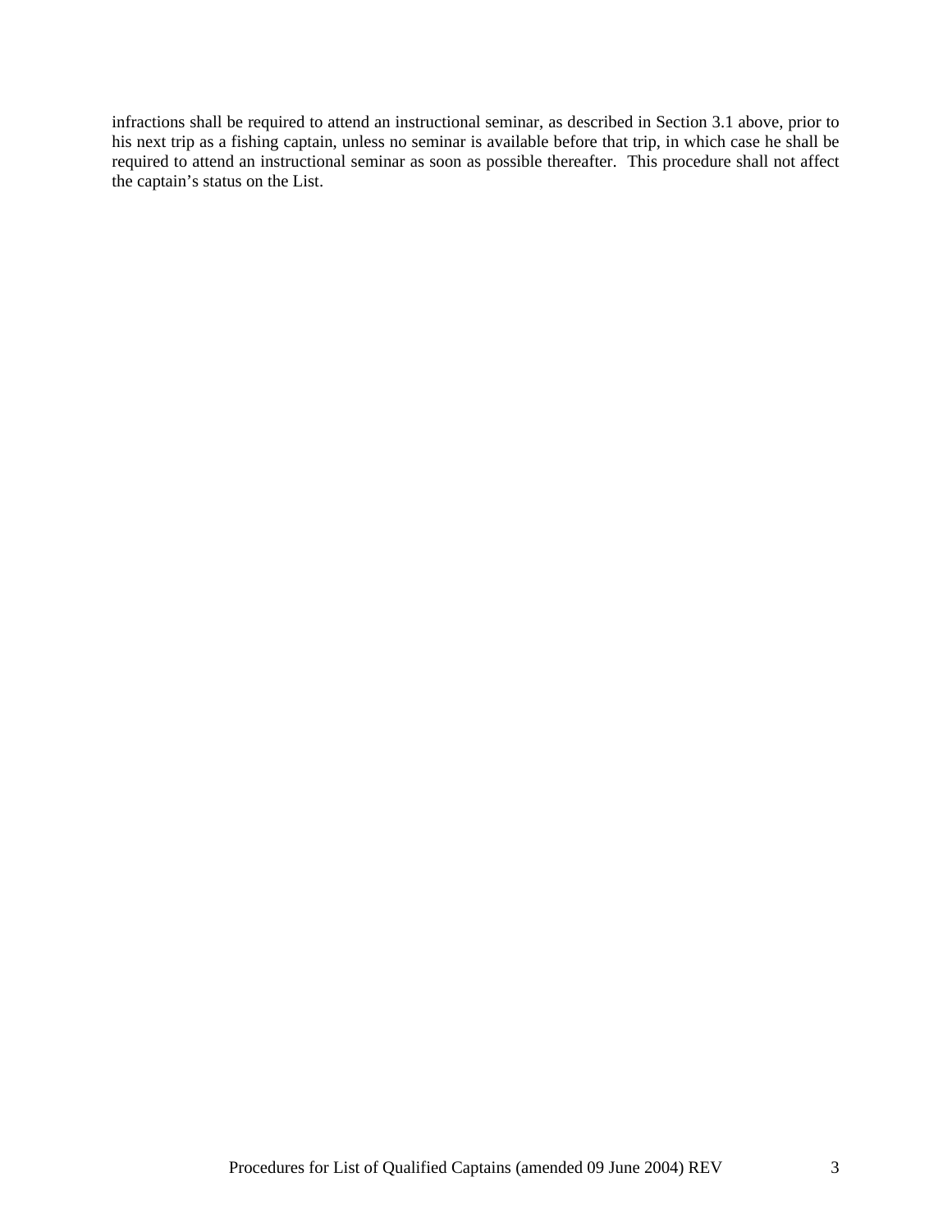infractions shall be required to attend an instructional seminar, as described in Section 3.1 above, prior to his next trip as a fishing captain, unless no seminar is available before that trip, in which case he shall be required to attend an instructional seminar as soon as possible thereafter. This procedure shall not affect the captain's status on the List.